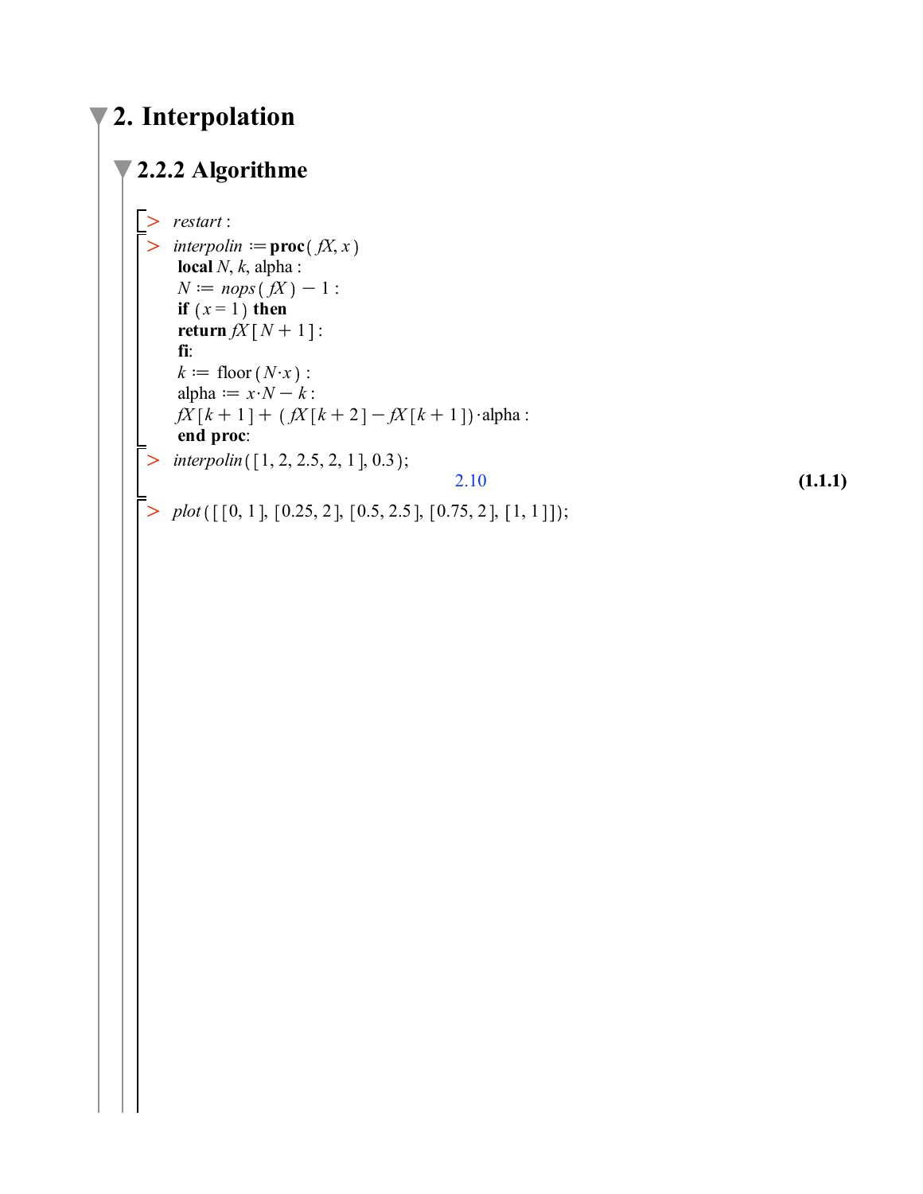# 2. Interpolation

## 2.2.2 Algorithme

```
> restart :
> interpolin := proc(fX, x)
  local N, k, alpha :
  N := nops(fX) − 1 :
  if (x = 1) then
  return fX[N + 1] :
  fi:
  k := floor(N·x) :
  alpha := x·N − k :
  fX[k + 1] + (fX[k + 2] − fX[k + 1])·alpha :
  end proc:
> interpolin([1, 2, 2.5, 2, 1], 0.3);
                                2.10                                (1.1.1)
> plot([[0, 1], [0.25, 2], [0.5, 2.5], [0.75, 2], [1, 1]]);
```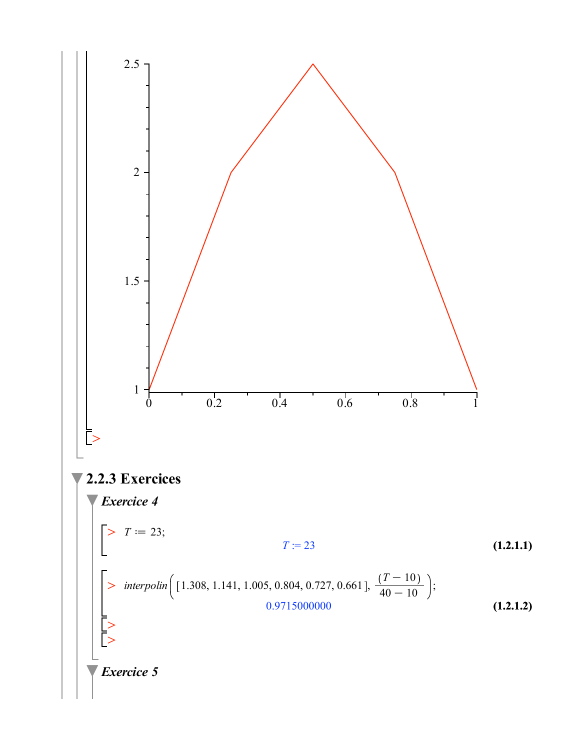### 2.2.3 Exercices

#### *Exercice 4*

```
> T := 23;
```

$$T := 23 \tag{1.2.1.1}$$

```
> interpolin([1.308, 1.141, 1.005, 0.804, 0.727, 0.661], (T - 10)/(40 - 10));
```

$$0.9715000000 \tag{1.2.1.2}$$

```
>
>
```

#### *Exercice 5*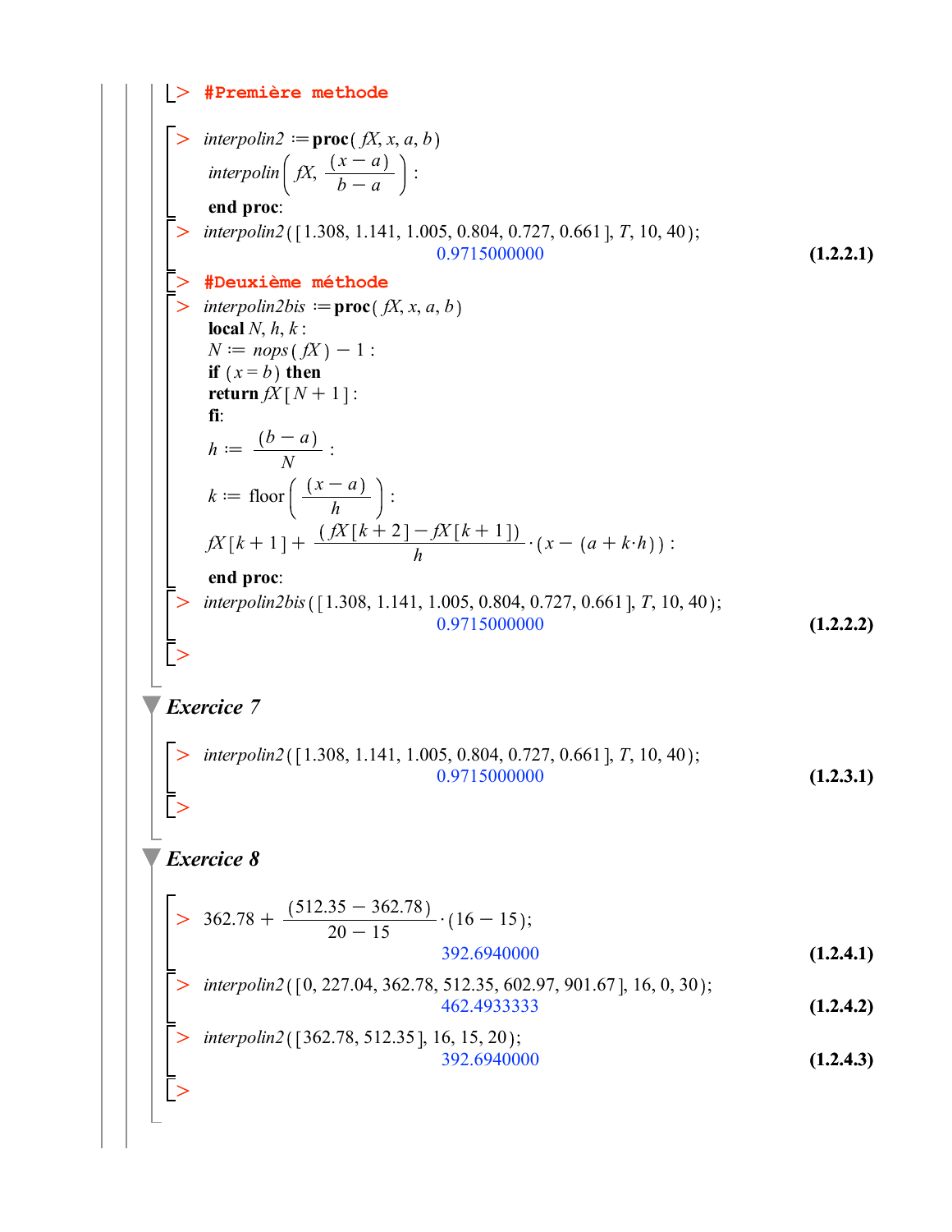```
> #Première methode
> interpolin2 := proc(fX, x, a, b)
  interpolin(fX, (x - a)/(b - a)):
  end proc:
> interpolin2([1.308, 1.141, 1.005, 0.804, 0.727, 0.661], T, 10, 40);
```

$$0.9715000000 \qquad (1.2.2.1)$$

```
> #Deuxième méthode
> interpolin2bis := proc(fX, x, a, b)
  local N, h, k:
  N := nops(fX) - 1:
  if (x = b) then
  return fX[N + 1]:
  fi:
  h := (b - a)/N:
  k := floor((x - a)/h):
  fX[k + 1] + (fX[k + 2] - fX[k + 1])/h · (x - (a + k·h)):
  end proc:
> interpolin2bis([1.308, 1.141, 1.005, 0.804, 0.727, 0.661], T, 10, 40);
```

$$0.9715000000 \qquad (1.2.2.2)$$

## Exercice 7

```
> interpolin2([1.308, 1.141, 1.005, 0.804, 0.727, 0.661], T, 10, 40);
```

$$0.9715000000 \qquad (1.2.3.1)$$

## Exercice 8

```
> 362.78 + (512.35 - 362.78)/(20 - 15) · (16 - 15);
```

$$392.6940000 \qquad (1.2.4.1)$$

```
> interpolin2([0, 227.04, 362.78, 512.35, 602.97, 901.67], 16, 0, 30);
```

$$462.4933333 \qquad (1.2.4.2)$$

```
> interpolin2([362.78, 512.35], 16, 15, 20);
```

$$392.6940000 \qquad (1.2.4.3)$$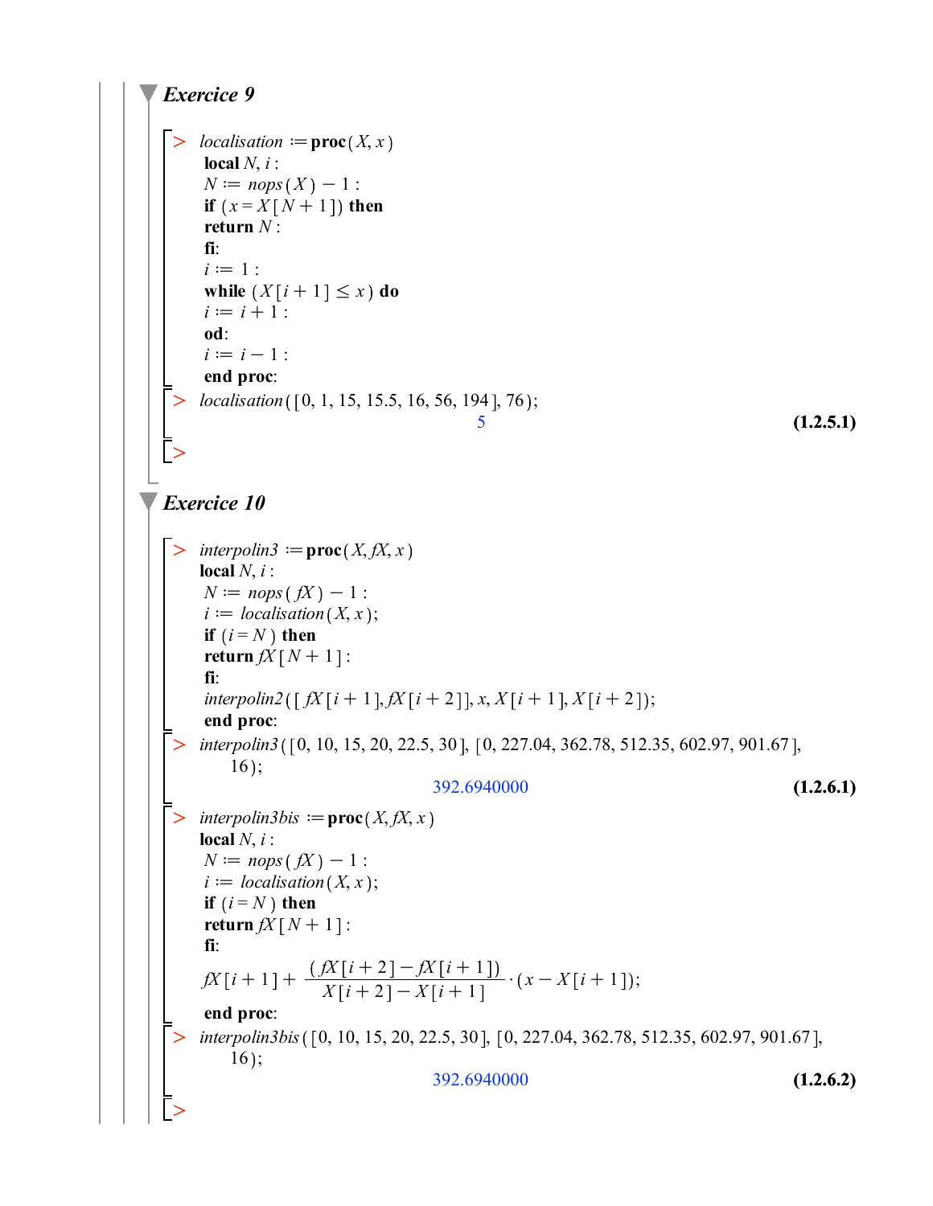### Exercice 9

```
> localisation := proc(X, x)
  local N, i :
  N := nops(X) − 1 :
  if (x = X[N + 1]) then
  return N :
  fi:
  i := 1 :
  while (X[i + 1] ≤ x) do
  i := i + 1 :
  od:
  i := i − 1 :
  end proc:
```

```
> localisation([0, 1, 15, 15.5, 16, 56, 194], 76);
```

5 **(1.2.5.1)**

### Exercice 10

```
> interpolin3 := proc(X, fX, x)
  local N, i :
  N := nops(fX) − 1 :
  i := localisation(X, x);
  if (i = N) then
  return fX[N + 1] :
  fi:
  interpolin2([fX[i + 1], fX[i + 2]], x, X[i + 1], X[i + 2]);
  end proc:
```

```
> interpolin3([0, 10, 15, 20, 22.5, 30], [0, 227.04, 362.78, 512.35, 602.97, 901.67],
     16);
```

392.6940000 **(1.2.6.1)**

```
> interpolin3bis := proc(X, fX, x)
  local N, i :
  N := nops(fX) − 1 :
  i := localisation(X, x);
  if (i = N) then
  return fX[N + 1] :
  fi:
```

$$fX[i+1] + \frac{(fX[i+2] - fX[i+1])}{X[i+2] - X[i+1]} \cdot (x - X[i+1]);$$

```
  end proc:
```

```
> interpolin3bis([0, 10, 15, 20, 22.5, 30], [0, 227.04, 362.78, 512.35, 602.97, 901.67],
     16);
```

392.6940000 **(1.2.6.2)**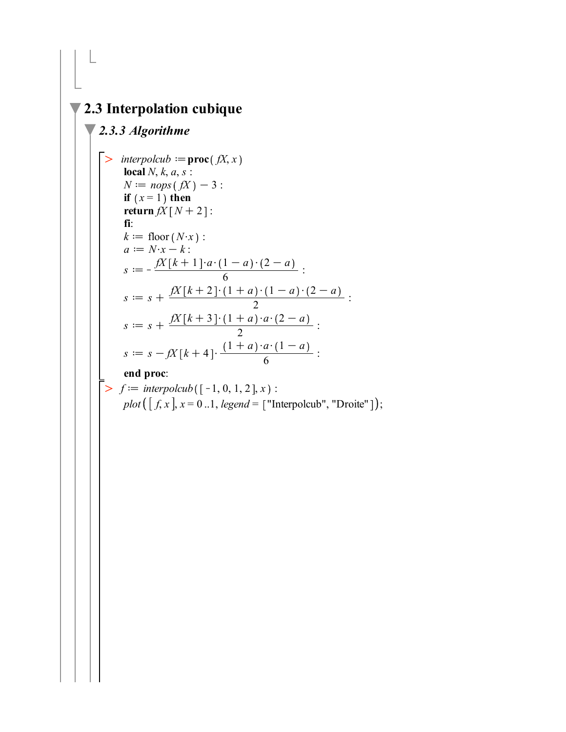## 2.3 Interpolation cubique

### *2.3.3 Algorithme*

```
> interpolcub := proc(fX, x)
  local N, k, a, s :
  N := nops(fX) - 3 :
  if (x = 1) then
  return fX[N + 2] :
  fi:
  k := floor(N·x) :
  a := N·x - k :
  s := - fX[k + 1]·a·(1 - a)·(2 - a) / 6 :
  s := s + fX[k + 2]·(1 + a)·(1 - a)·(2 - a) / 2 :
  s := s + fX[k + 3]·(1 + a)·a·(2 - a) / 2 :
  s := s - fX[k + 4]·(1 + a)·a·(1 - a) / 6 :
  end proc:
> f := interpolcub([-1, 0, 1, 2], x) :
  plot([f, x], x = 0..1, legend = ["Interpolcub", "Droite"]);
```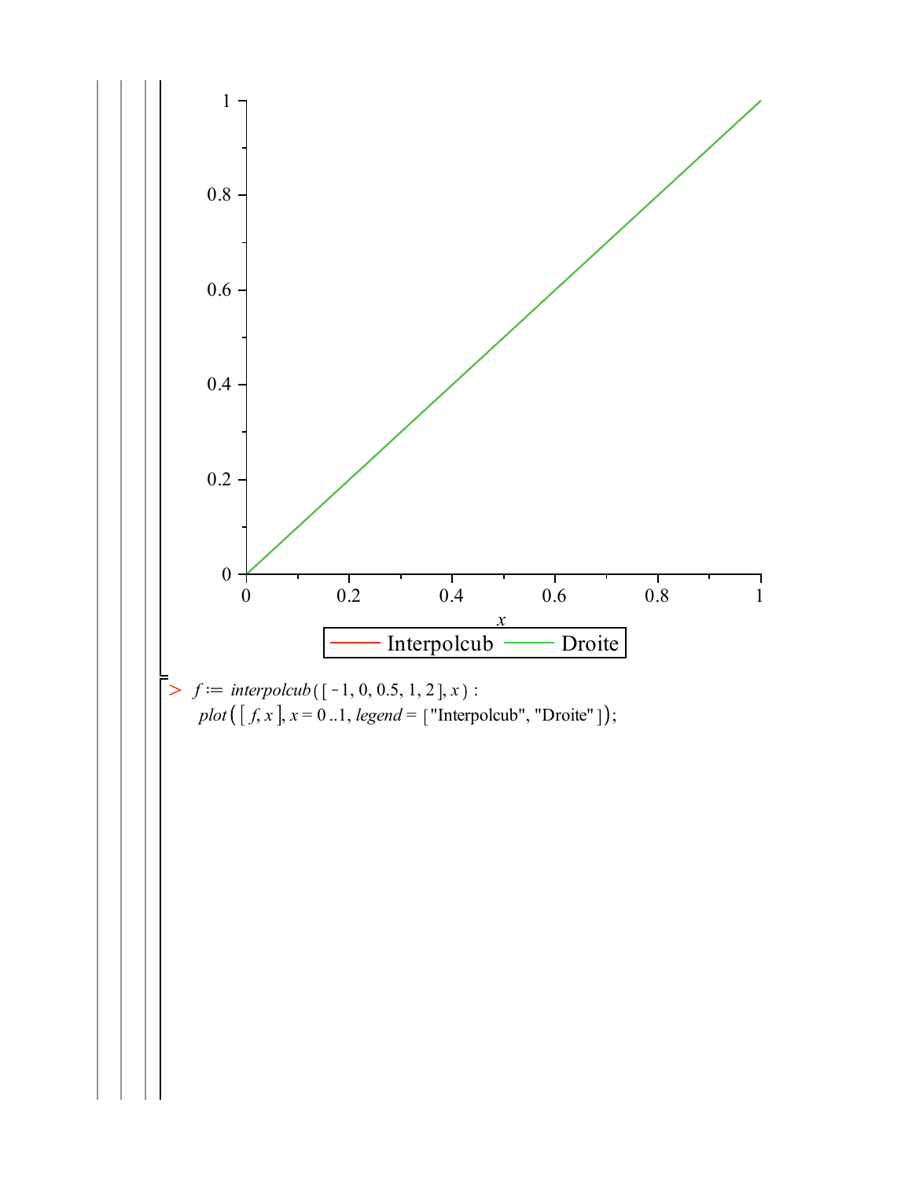```
> f := interpolcub([-1, 0, 0.5, 1, 2], x) :
  plot([f, x], x = 0 ..1, legend = ["Interpolcub", "Droite"]);
```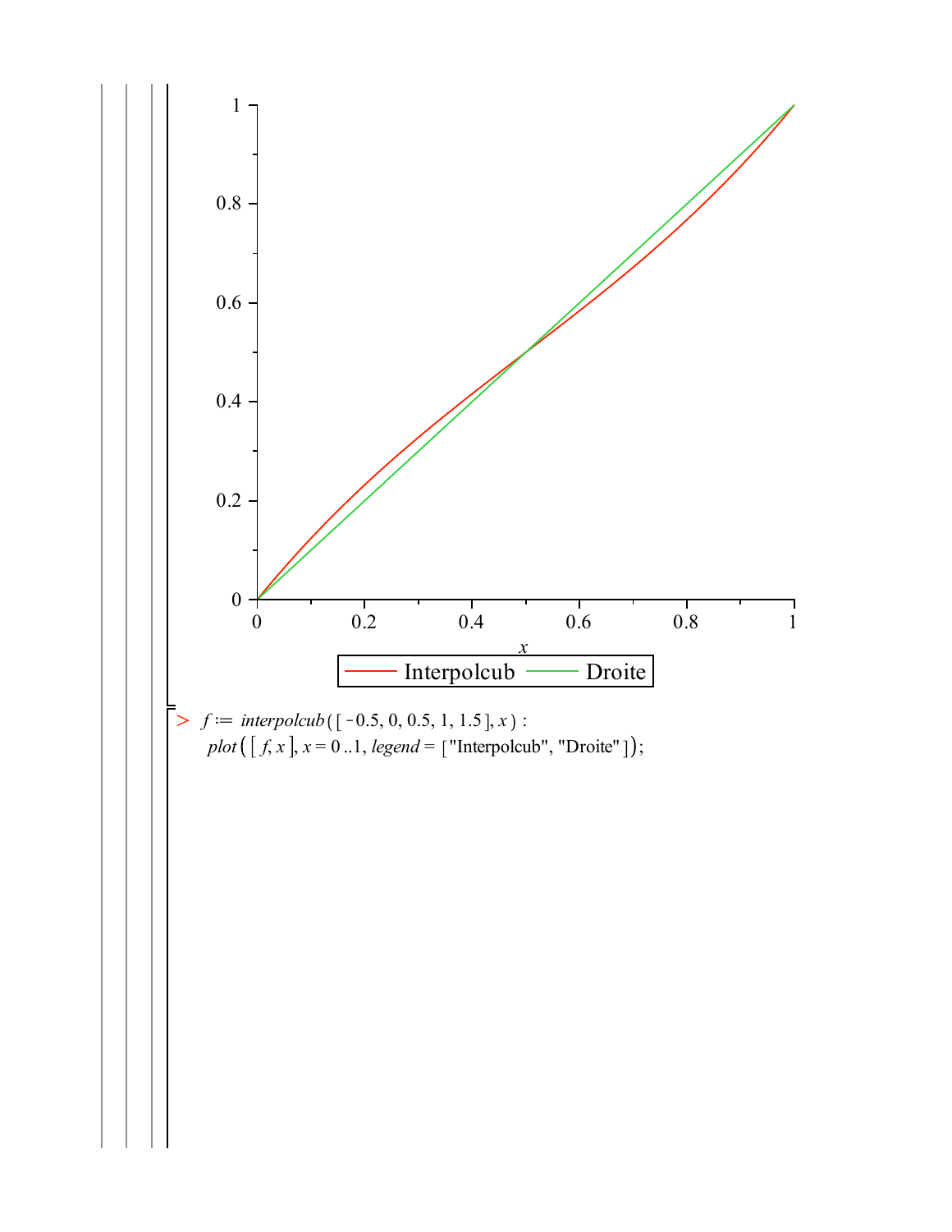> f := interpolcub([-0.5, 0, 0.5, 1, 1.5], x) :
> plot([f, x], x = 0 ..1, legend = ["Interpolcub", "Droite"]);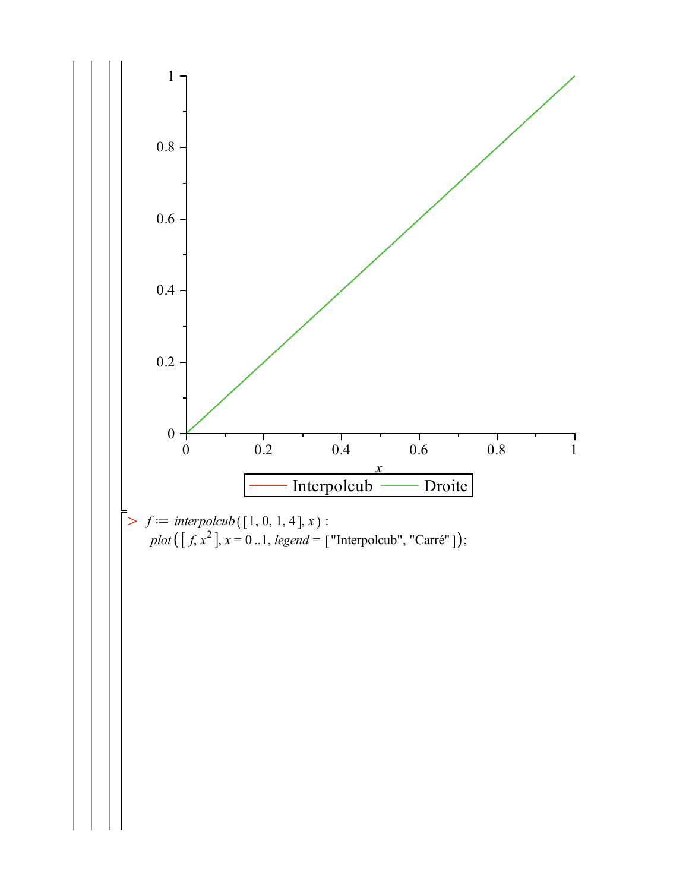```
> f := interpolcub([1, 0, 1, 4], x) :
  plot([f, x^2], x = 0 ..1, legend = ["Interpolcub", "Carré"]);
```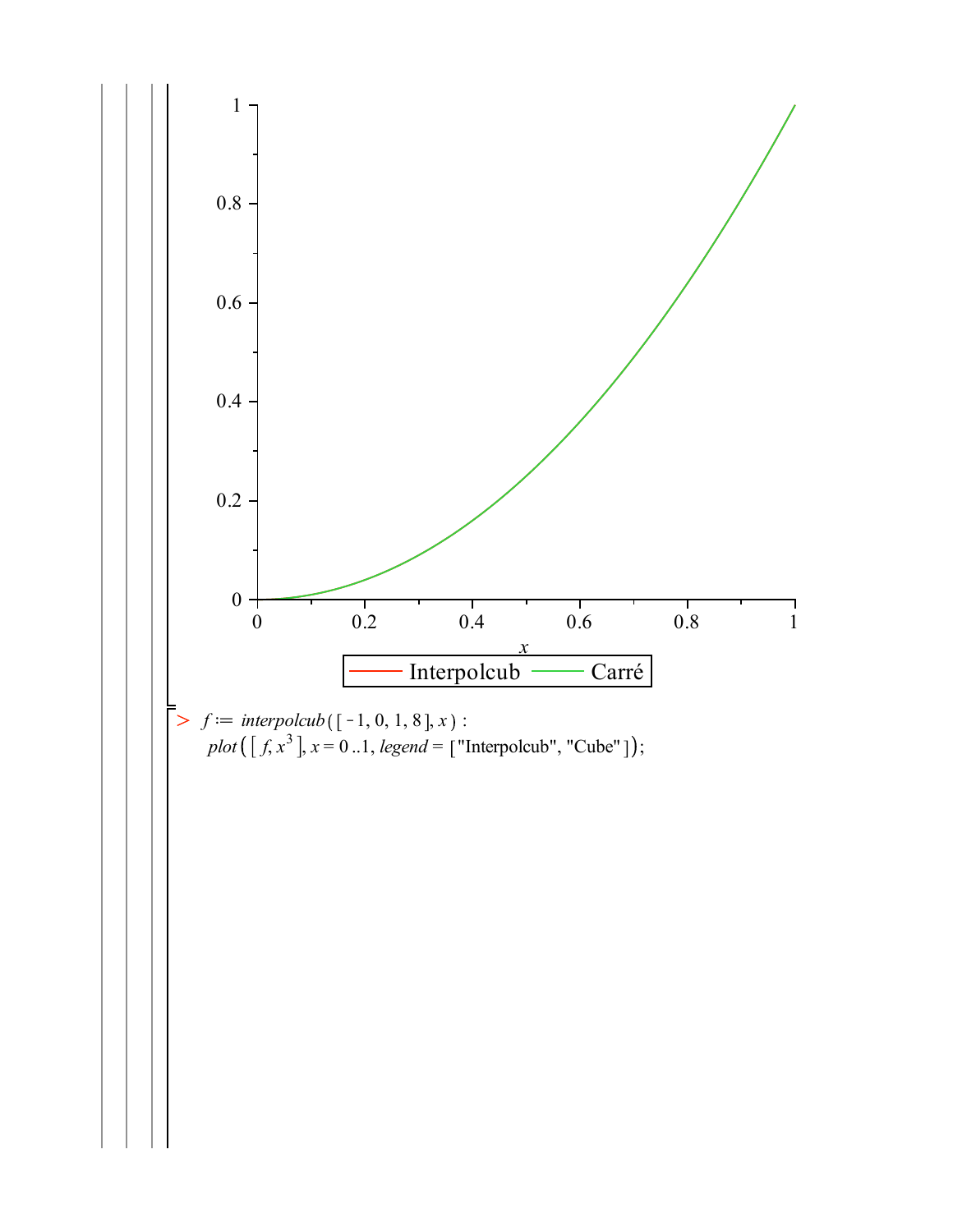```
> f := interpolcub([-1, 0, 1, 8], x) :
  plot([f, x^3], x = 0..1, legend = ["Interpolcub", "Cube"]);
```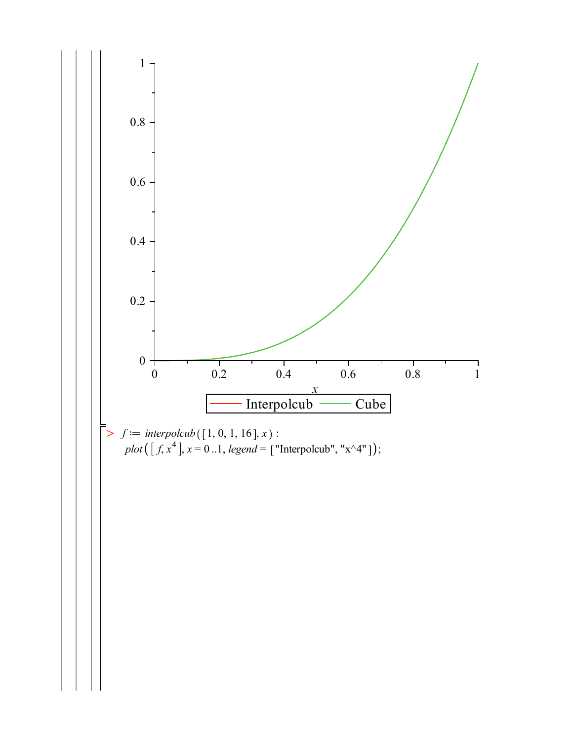```
> f := interpolcub([1, 0, 1, 16], x) :
  plot([f, x^4], x = 0 ..1, legend = ["Interpolcub", "x^4"]);
```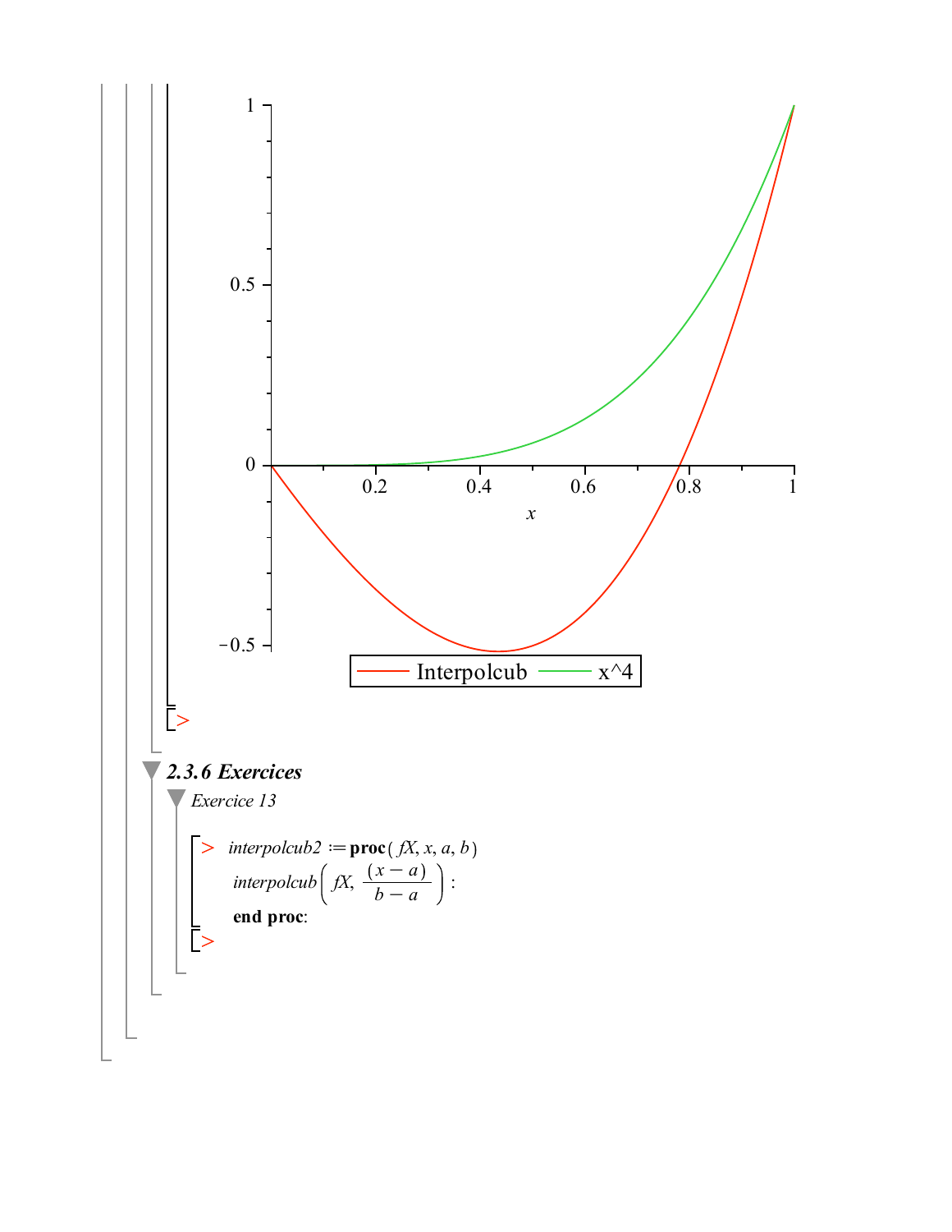1

0.5

0

−0.5

0.2 0.4 0.6 0.8 1

x

Interpolcub x^4

>

### 2.3.6 Exercices

*Exercice 13*

```
> interpolcub2 := proc(fX, x, a, b)
  interpolcub(fX, (x − a)/(b − a)):
  end proc:
>
```